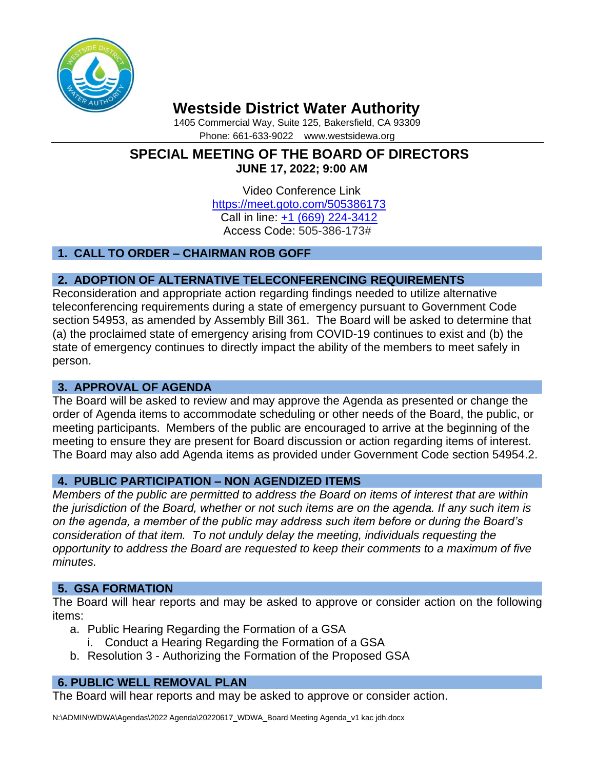# Westside District Water Authority

1405 Commercial Way, Suite 125, Bakersfield, CA 93309
Phone: 661-633-9022 www.westsidewa.org

## SPECIAL MEETING OF THE BOARD OF DIRECTORS

**JUNE 17, 2022; 9:00 AM**

Video Conference Link
https://meet.goto.com/505386173
Call in line: +1 (669) 224-3412
Access Code: 505-386-173#

### 1. CALL TO ORDER – CHAIRMAN ROB GOFF

### 2. ADOPTION OF ALTERNATIVE TELECONFERENCING REQUIREMENTS

Reconsideration and appropriate action regarding findings needed to utilize alternative teleconferencing requirements during a state of emergency pursuant to Government Code section 54953, as amended by Assembly Bill 361. The Board will be asked to determine that (a) the proclaimed state of emergency arising from COVID-19 continues to exist and (b) the state of emergency continues to directly impact the ability of the members to meet safely in person.

### 3. APPROVAL OF AGENDA

The Board will be asked to review and may approve the Agenda as presented or change the order of Agenda items to accommodate scheduling or other needs of the Board, the public, or meeting participants. Members of the public are encouraged to arrive at the beginning of the meeting to ensure they are present for Board discussion or action regarding items of interest. The Board may also add Agenda items as provided under Government Code section 54954.2.

### 4. PUBLIC PARTICIPATION – NON AGENDIZED ITEMS

*Members of the public are permitted to address the Board on items of interest that are within the jurisdiction of the Board, whether or not such items are on the agenda. If any such item is on the agenda, a member of the public may address such item before or during the Board's consideration of that item. To not unduly delay the meeting, individuals requesting the opportunity to address the Board are requested to keep their comments to a maximum of five minutes.*

### 5. GSA FORMATION

The Board will hear reports and may be asked to approve or consider action on the following items:

a. Public Hearing Regarding the Formation of a GSA
   i. Conduct a Hearing Regarding the Formation of a GSA
b. Resolution 3 - Authorizing the Formation of the Proposed GSA

### 6. PUBLIC WELL REMOVAL PLAN

The Board will hear reports and may be asked to approve or consider action.

N:\ADMIN\WDWA\Agendas\2022 Agenda\20220617_WDWA_Board Meeting Agenda_v1 kac jdh.docx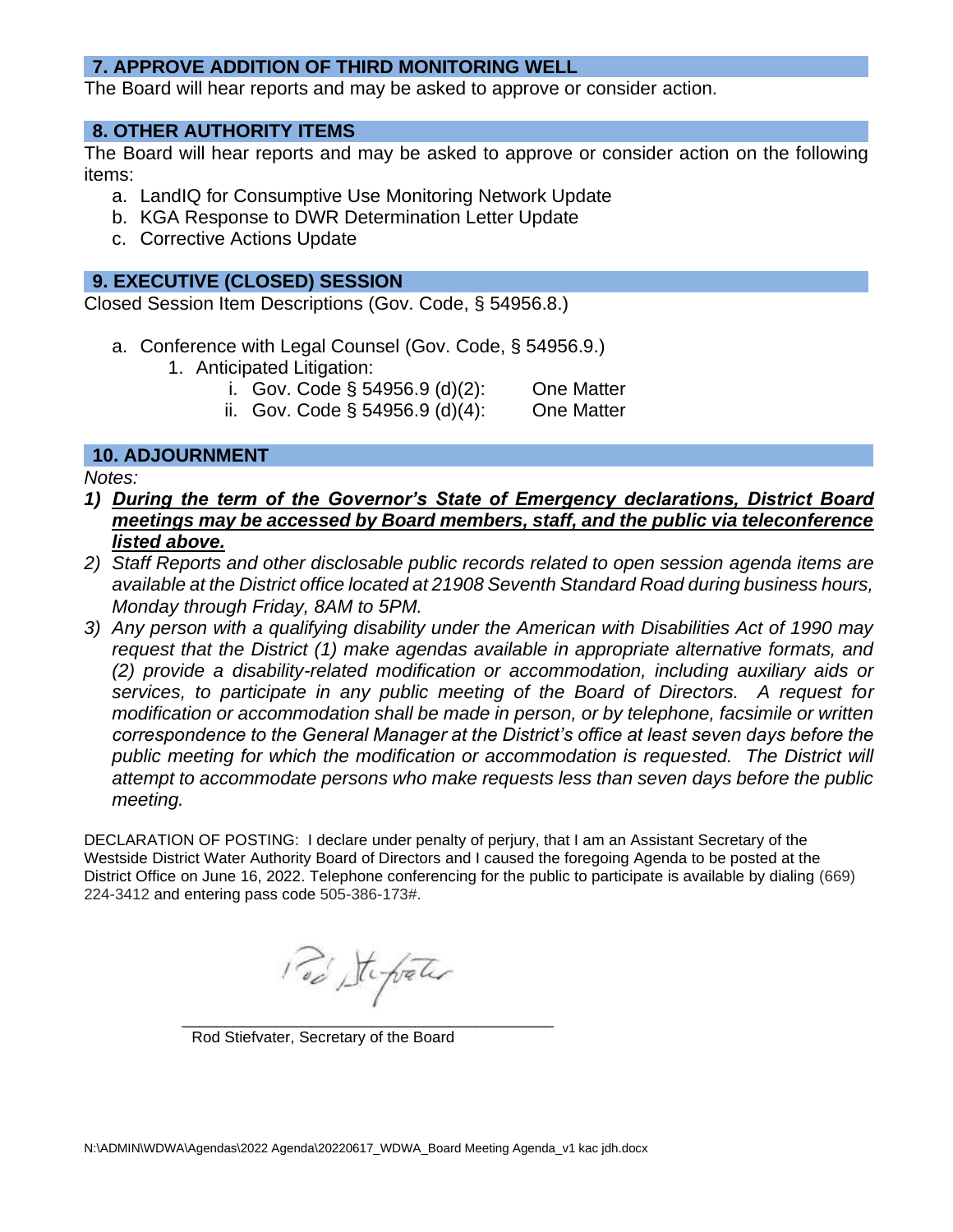## 7. APPROVE ADDITION OF THIRD MONITORING WELL

The Board will hear reports and may be asked to approve or consider action.

## 8. OTHER AUTHORITY ITEMS

The Board will hear reports and may be asked to approve or consider action on the following items:

a. LandIQ for Consumptive Use Monitoring Network Update
b. KGA Response to DWR Determination Letter Update
c. Corrective Actions Update

## 9. EXECUTIVE (CLOSED) SESSION

Closed Session Item Descriptions (Gov. Code, § 54956.8.)

a. Conference with Legal Counsel (Gov. Code, § 54956.9.)
   1. Anticipated Litigation:
      i. Gov. Code § 54956.9 (d)(2): One Matter
      ii. Gov. Code § 54956.9 (d)(4): One Matter

## 10. ADJOURNMENT

*Notes:*

1) ***During the term of the Governor's State of Emergency declarations, District Board meetings may be accessed by Board members, staff, and the public via teleconference listed above.***
2) *Staff Reports and other disclosable public records related to open session agenda items are available at the District office located at 21908 Seventh Standard Road during business hours, Monday through Friday, 8AM to 5PM.*
3) *Any person with a qualifying disability under the American with Disabilities Act of 1990 may request that the District (1) make agendas available in appropriate alternative formats, and (2) provide a disability-related modification or accommodation, including auxiliary aids or services, to participate in any public meeting of the Board of Directors. A request for modification or accommodation shall be made in person, or by telephone, facsimile or written correspondence to the General Manager at the District's office at least seven days before the public meeting for which the modification or accommodation is requested. The District will attempt to accommodate persons who make requests less than seven days before the public meeting.*

DECLARATION OF POSTING: I declare under penalty of perjury, that I am an Assistant Secretary of the Westside District Water Authority Board of Directors and I caused the foregoing Agenda to be posted at the District Office on June 16, 2022. Telephone conferencing for the public to participate is available by dialing (669) 224-3412 and entering pass code 505-386-173#.

Rod Stiefvater

\_\_\_\_\_\_\_\_\_\_\_\_\_\_\_\_\_\_\_\_\_\_\_\_\_\_\_\_\_\_\_\_\_\_\_\_\_\_\_\_

Rod Stiefvater, Secretary of the Board

N:\ADMIN\WDWA\Agendas\2022 Agenda\20220617_WDWA_Board Meeting Agenda_v1 kac jdh.docx